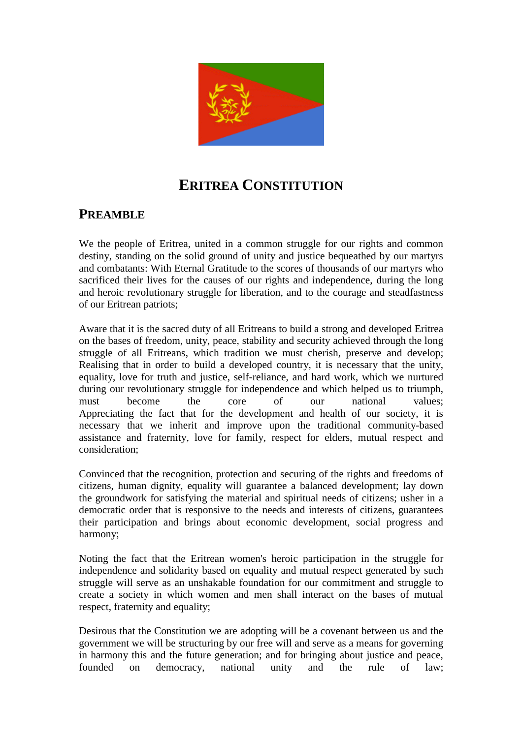# ERITREA CONSTITUTION

## PREAMBLE

We the people of Eritrea, united in a common struggle for our rights and common destiny, standing on the solid ground of unity and justice bequeathed by our martyrs and combatants: With Eternal Gratitude to the scores of thousands of our martyrs who sacrificed their lives for the causes of our rights and independence, during the long and heroic revolutionary struggle for liberation, and to the courage and steadfastness of our Eritrean patriots;

Aware that it is the sacred duty of all Eritreans to build a strong and developed Eritrea on the bases of freedom, unity, peace, stability and security achieved through the long struggle of all Eritreans, which tradition we must cherish, preserve and develop; Realising that in order to build a developed country, it is necessary that the unity, equality, love for truth and justice, self-reliance, and hard work, which we nurtured during our revolutionary struggle for independence and which helped us to triumph, must become the core of our national values; Appreciating the fact that for the development and health of our society, it is necessary that we inherit and improve upon the traditional community-based assistance and fraternity, love for family, respect for elders, mutual respect and consideration;

Convinced that the recognition, protection and securing of the rights and freedoms of citizens, human dignity, equality will guarantee a balanced development; lay down the groundwork for satisfying the material and spiritual needs of citizens; usher in a democratic order that is responsive to the needs and interests of citizens, guarantees their participation and brings about economic development, social progress and harmony;

Noting the fact that the Eritrean women's heroic participation in the struggle for independence and solidarity based on equality and mutual respect generated by such struggle will serve as an unshakable foundation for our commitment and struggle to create a society in which women and men shall interact on the bases of mutual respect, fraternity and equality;

Desirous that the Constitution we are adopting will be a covenant between us and the government we will be structuring by our free will and serve as a means for governing in harmony this and the future generation; and for bringing about justice and peace, founded on democracy, national unity and the rule of law;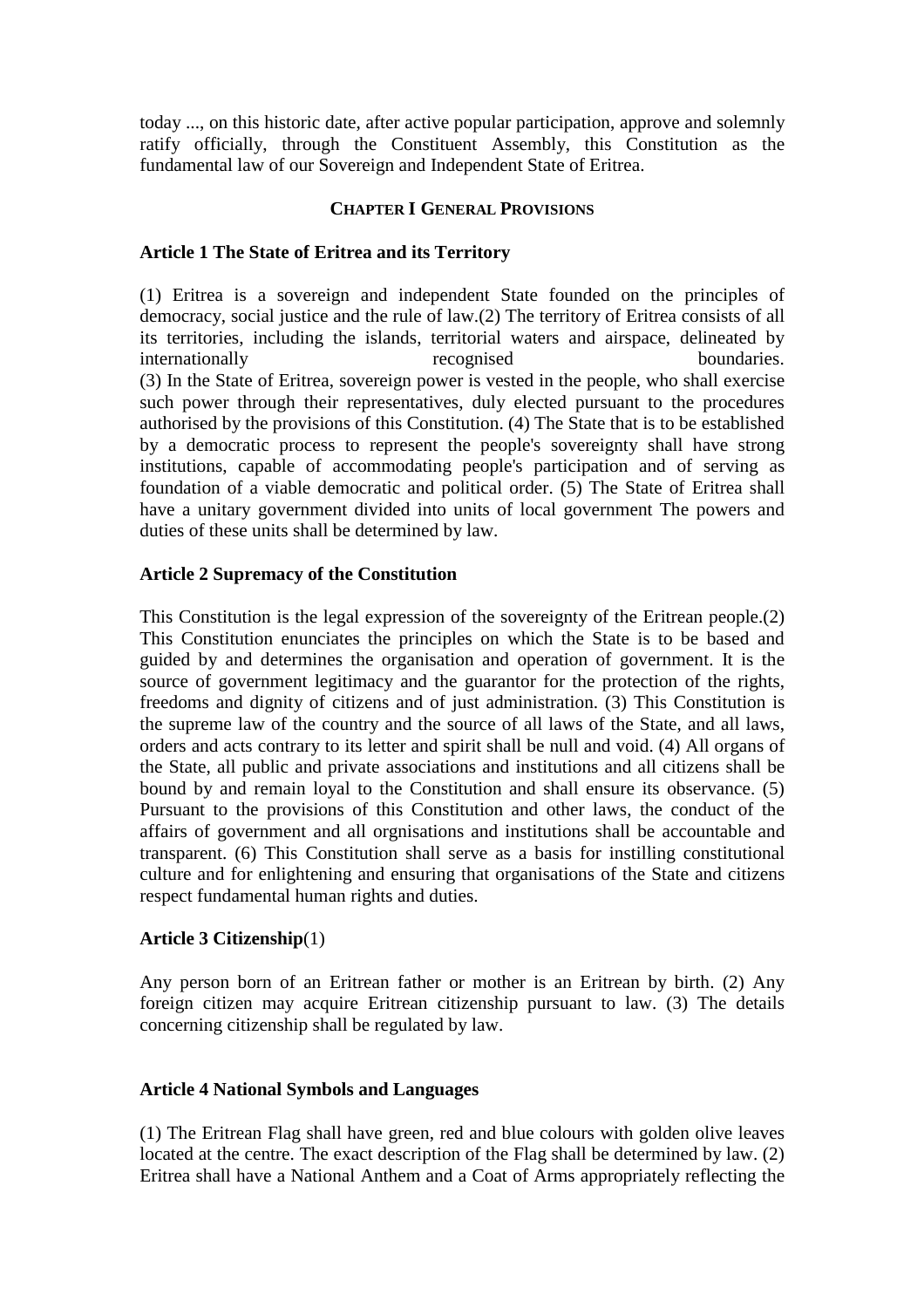today ..., on this historic date, after active popular participation, approve and solemnly ratify officially, through the Constituent Assembly, this Constitution as the fundamental law of our Sovereign and Independent State of Eritrea.

## CHAPTER I GENERAL PROVISIONS

### Article 1 The State of Eritrea and its Territory

(1) Eritrea is a sovereign and independent State founded on the principles of democracy, social justice and the rule of law.(2) The territory of Eritrea consists of all its territories, including the islands, territorial waters and airspace, delineated by internationally recognised boundaries.
(3) In the State of Eritrea, sovereign power is vested in the people, who shall exercise such power through their representatives, duly elected pursuant to the procedures authorised by the provisions of this Constitution. (4) The State that is to be established by a democratic process to represent the people's sovereignty shall have strong institutions, capable of accommodating people's participation and of serving as foundation of a viable democratic and political order. (5) The State of Eritrea shall have a unitary government divided into units of local government The powers and duties of these units shall be determined by law.

### Article 2 Supremacy of the Constitution

This Constitution is the legal expression of the sovereignty of the Eritrean people.(2) This Constitution enunciates the principles on which the State is to be based and guided by and determines the organisation and operation of government. It is the source of government legitimacy and the guarantor for the protection of the rights, freedoms and dignity of citizens and of just administration. (3) This Constitution is the supreme law of the country and the source of all laws of the State, and all laws, orders and acts contrary to its letter and spirit shall be null and void. (4) All organs of the State, all public and private associations and institutions and all citizens shall be bound by and remain loyal to the Constitution and shall ensure its observance. (5) Pursuant to the provisions of this Constitution and other laws, the conduct of the affairs of government and all orgnisations and institutions shall be accountable and transparent. (6) This Constitution shall serve as a basis for instilling constitutional culture and for enlightening and ensuring that organisations of the State and citizens respect fundamental human rights and duties.

### Article 3 Citizenship(1)

Any person born of an Eritrean father or mother is an Eritrean by birth. (2) Any foreign citizen may acquire Eritrean citizenship pursuant to law. (3) The details concerning citizenship shall be regulated by law.

### Article 4 National Symbols and Languages

(1) The Eritrean Flag shall have green, red and blue colours with golden olive leaves located at the centre. The exact description of the Flag shall be determined by law. (2) Eritrea shall have a National Anthem and a Coat of Arms appropriately reflecting the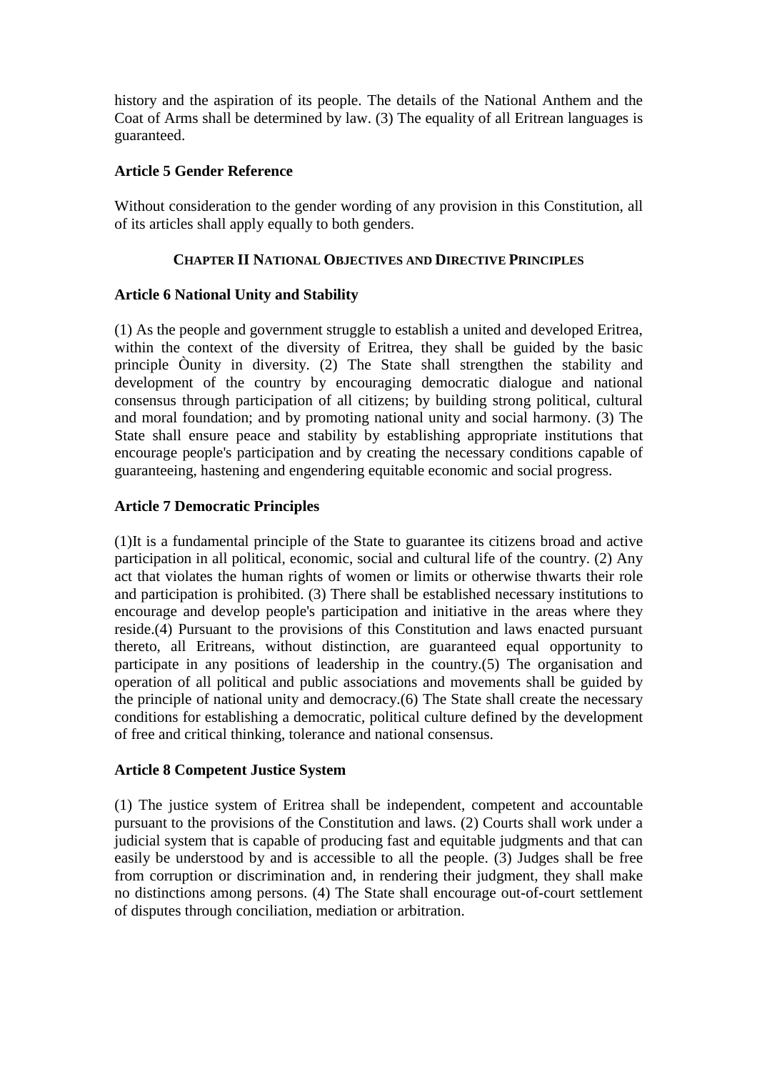history and the aspiration of its people. The details of the National Anthem and the Coat of Arms shall be determined by law. (3) The equality of all Eritrean languages is guaranteed.

### Article 5 Gender Reference

Without consideration to the gender wording of any provision in this Constitution, all of its articles shall apply equally to both genders.

## CHAPTER II NATIONAL OBJECTIVES AND DIRECTIVE PRINCIPLES

### Article 6 National Unity and Stability

(1) As the people and government struggle to establish a united and developed Eritrea, within the context of the diversity of Eritrea, they shall be guided by the basic principle Òunity in diversity. (2) The State shall strengthen the stability and development of the country by encouraging democratic dialogue and national consensus through participation of all citizens; by building strong political, cultural and moral foundation; and by promoting national unity and social harmony. (3) The State shall ensure peace and stability by establishing appropriate institutions that encourage people's participation and by creating the necessary conditions capable of guaranteeing, hastening and engendering equitable economic and social progress.

### Article 7 Democratic Principles

(1)It is a fundamental principle of the State to guarantee its citizens broad and active participation in all political, economic, social and cultural life of the country. (2) Any act that violates the human rights of women or limits or otherwise thwarts their role and participation is prohibited. (3) There shall be established necessary institutions to encourage and develop people's participation and initiative in the areas where they reside.(4) Pursuant to the provisions of this Constitution and laws enacted pursuant thereto, all Eritreans, without distinction, are guaranteed equal opportunity to participate in any positions of leadership in the country.(5) The organisation and operation of all political and public associations and movements shall be guided by the principle of national unity and democracy.(6) The State shall create the necessary conditions for establishing a democratic, political culture defined by the development of free and critical thinking, tolerance and national consensus.

### Article 8 Competent Justice System

(1) The justice system of Eritrea shall be independent, competent and accountable pursuant to the provisions of the Constitution and laws. (2) Courts shall work under a judicial system that is capable of producing fast and equitable judgments and that can easily be understood by and is accessible to all the people. (3) Judges shall be free from corruption or discrimination and, in rendering their judgment, they shall make no distinctions among persons. (4) The State shall encourage out-of-court settlement of disputes through conciliation, mediation or arbitration.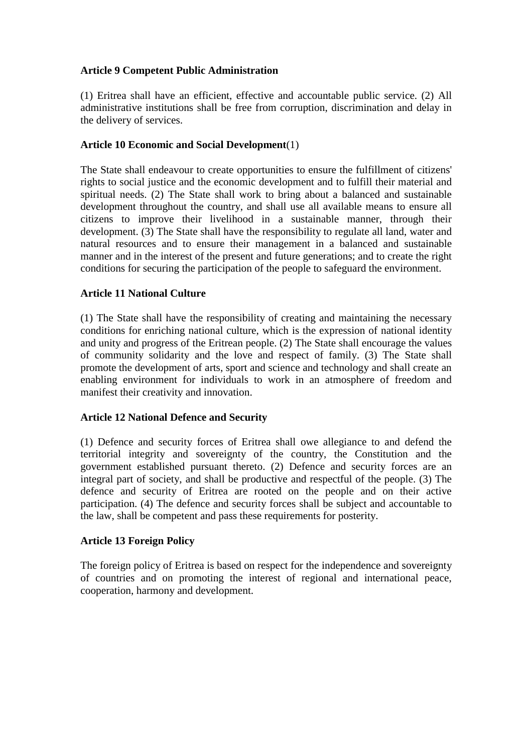**Article 9 Competent Public Administration**

(1) Eritrea shall have an efficient, effective and accountable public service. (2) All administrative institutions shall be free from corruption, discrimination and delay in the delivery of services.

**Article 10 Economic and Social Development**(1)

The State shall endeavour to create opportunities to ensure the fulfillment of citizens' rights to social justice and the economic development and to fulfill their material and spiritual needs. (2) The State shall work to bring about a balanced and sustainable development throughout the country, and shall use all available means to ensure all citizens to improve their livelihood in a sustainable manner, through their development. (3) The State shall have the responsibility to regulate all land, water and natural resources and to ensure their management in a balanced and sustainable manner and in the interest of the present and future generations; and to create the right conditions for securing the participation of the people to safeguard the environment.

**Article 11 National Culture**

(1) The State shall have the responsibility of creating and maintaining the necessary conditions for enriching national culture, which is the expression of national identity and unity and progress of the Eritrean people. (2) The State shall encourage the values of community solidarity and the love and respect of family. (3) The State shall promote the development of arts, sport and science and technology and shall create an enabling environment for individuals to work in an atmosphere of freedom and manifest their creativity and innovation.

**Article 12 National Defence and Security**

(1) Defence and security forces of Eritrea shall owe allegiance to and defend the territorial integrity and sovereignty of the country, the Constitution and the government established pursuant thereto. (2) Defence and security forces are an integral part of society, and shall be productive and respectful of the people. (3) The defence and security of Eritrea are rooted on the people and on their active participation. (4) The defence and security forces shall be subject and accountable to the law, shall be competent and pass these requirements for posterity.

**Article 13 Foreign Policy**

The foreign policy of Eritrea is based on respect for the independence and sovereignty of countries and on promoting the interest of regional and international peace, cooperation, harmony and development.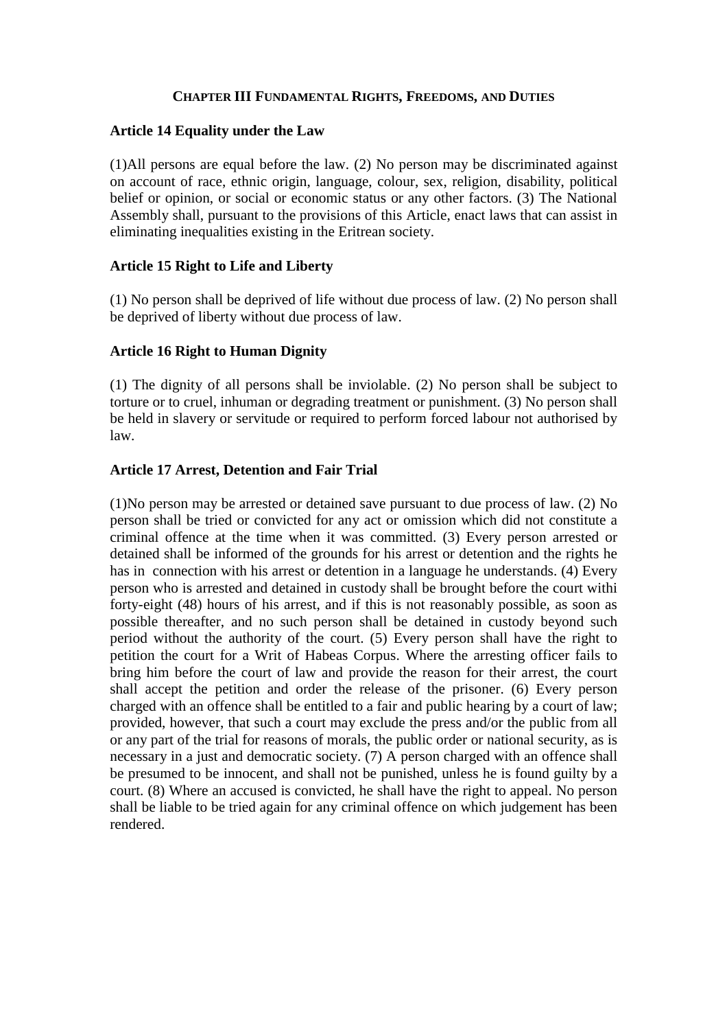## CHAPTER III FUNDAMENTAL RIGHTS, FREEDOMS, AND DUTIES

### Article 14 Equality under the Law

(1)All persons are equal before the law. (2) No person may be discriminated against on account of race, ethnic origin, language, colour, sex, religion, disability, political belief or opinion, or social or economic status or any other factors. (3) The National Assembly shall, pursuant to the provisions of this Article, enact laws that can assist in eliminating inequalities existing in the Eritrean society.

### Article 15 Right to Life and Liberty

(1) No person shall be deprived of life without due process of law. (2) No person shall be deprived of liberty without due process of law.

### Article 16 Right to Human Dignity

(1) The dignity of all persons shall be inviolable. (2) No person shall be subject to torture or to cruel, inhuman or degrading treatment or punishment. (3) No person shall be held in slavery or servitude or required to perform forced labour not authorised by law.

### Article 17 Arrest, Detention and Fair Trial

(1)No person may be arrested or detained save pursuant to due process of law. (2) No person shall be tried or convicted for any act or omission which did not constitute a criminal offence at the time when it was committed. (3) Every person arrested or detained shall be informed of the grounds for his arrest or detention and the rights he has in connection with his arrest or detention in a language he understands. (4) Every person who is arrested and detained in custody shall be brought before the court withi forty-eight (48) hours of his arrest, and if this is not reasonably possible, as soon as possible thereafter, and no such person shall be detained in custody beyond such period without the authority of the court. (5) Every person shall have the right to petition the court for a Writ of Habeas Corpus. Where the arresting officer fails to bring him before the court of law and provide the reason for their arrest, the court shall accept the petition and order the release of the prisoner. (6) Every person charged with an offence shall be entitled to a fair and public hearing by a court of law; provided, however, that such a court may exclude the press and/or the public from all or any part of the trial for reasons of morals, the public order or national security, as is necessary in a just and democratic society. (7) A person charged with an offence shall be presumed to be innocent, and shall not be punished, unless he is found guilty by a court. (8) Where an accused is convicted, he shall have the right to appeal. No person shall be liable to be tried again for any criminal offence on which judgement has been rendered.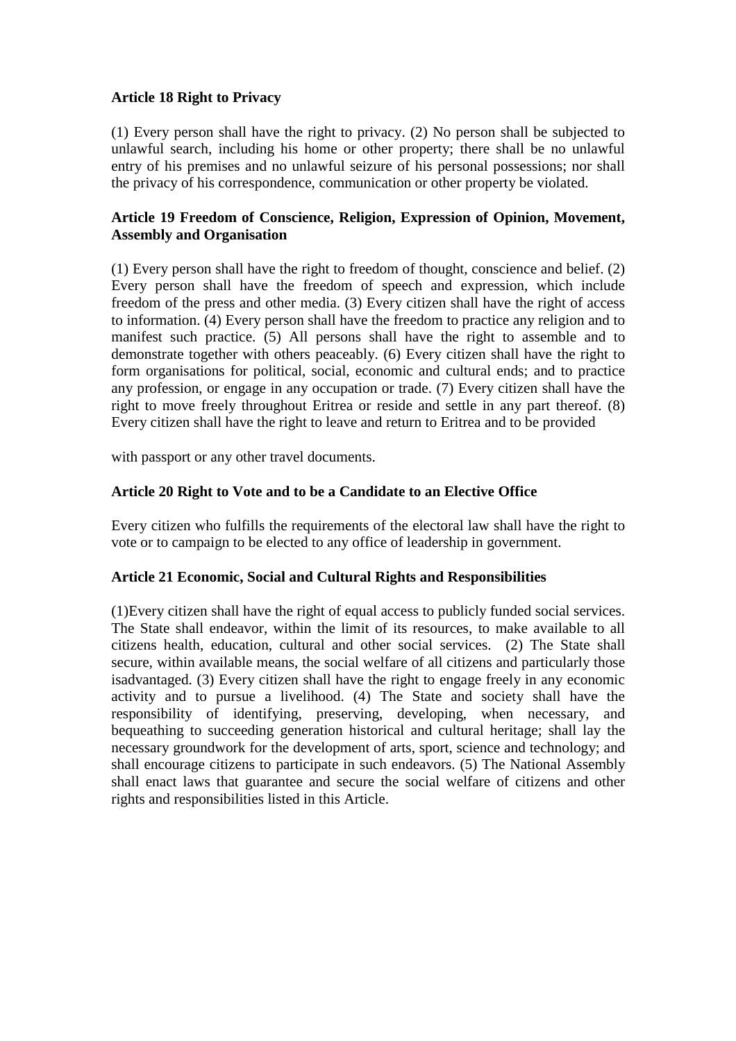**Article 18 Right to Privacy**

(1) Every person shall have the right to privacy. (2) No person shall be subjected to unlawful search, including his home or other property; there shall be no unlawful entry of his premises and no unlawful seizure of his personal possessions; nor shall the privacy of his correspondence, communication or other property be violated.

**Article 19 Freedom of Conscience, Religion, Expression of Opinion, Movement, Assembly and Organisation**

(1) Every person shall have the right to freedom of thought, conscience and belief. (2) Every person shall have the freedom of speech and expression, which include freedom of the press and other media. (3) Every citizen shall have the right of access to information. (4) Every person shall have the freedom to practice any religion and to manifest such practice. (5) All persons shall have the right to assemble and to demonstrate together with others peaceably. (6) Every citizen shall have the right to form organisations for political, social, economic and cultural ends; and to practice any profession, or engage in any occupation or trade. (7) Every citizen shall have the right to move freely throughout Eritrea or reside and settle in any part thereof. (8) Every citizen shall have the right to leave and return to Eritrea and to be provided

with passport or any other travel documents.

**Article 20 Right to Vote and to be a Candidate to an Elective Office**

Every citizen who fulfills the requirements of the electoral law shall have the right to vote or to campaign to be elected to any office of leadership in government.

**Article 21 Economic, Social and Cultural Rights and Responsibilities**

(1)Every citizen shall have the right of equal access to publicly funded social services. The State shall endeavor, within the limit of its resources, to make available to all citizens health, education, cultural and other social services. (2) The State shall secure, within available means, the social welfare of all citizens and particularly those isadvantaged. (3) Every citizen shall have the right to engage freely in any economic activity and to pursue a livelihood. (4) The State and society shall have the responsibility of identifying, preserving, developing, when necessary, and bequeathing to succeeding generation historical and cultural heritage; shall lay the necessary groundwork for the development of arts, sport, science and technology; and shall encourage citizens to participate in such endeavors. (5) The National Assembly shall enact laws that guarantee and secure the social welfare of citizens and other rights and responsibilities listed in this Article.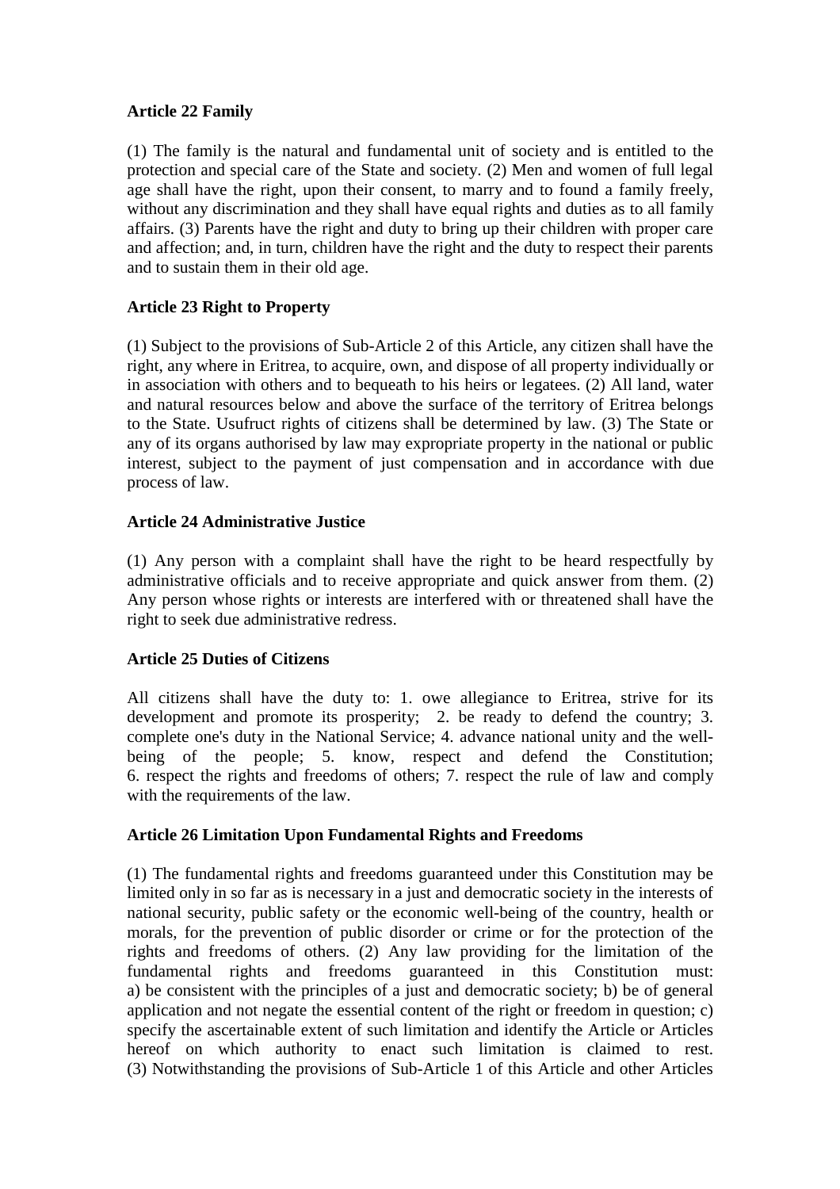**Article 22 Family**

(1) The family is the natural and fundamental unit of society and is entitled to the protection and special care of the State and society. (2) Men and women of full legal age shall have the right, upon their consent, to marry and to found a family freely, without any discrimination and they shall have equal rights and duties as to all family affairs. (3) Parents have the right and duty to bring up their children with proper care and affection; and, in turn, children have the right and the duty to respect their parents and to sustain them in their old age.

**Article 23 Right to Property**

(1) Subject to the provisions of Sub-Article 2 of this Article, any citizen shall have the right, any where in Eritrea, to acquire, own, and dispose of all property individually or in association with others and to bequeath to his heirs or legatees. (2) All land, water and natural resources below and above the surface of the territory of Eritrea belongs to the State. Usufruct rights of citizens shall be determined by law. (3) The State or any of its organs authorised by law may expropriate property in the national or public interest, subject to the payment of just compensation and in accordance with due process of law.

**Article 24 Administrative Justice**

(1) Any person with a complaint shall have the right to be heard respectfully by administrative officials and to receive appropriate and quick answer from them. (2) Any person whose rights or interests are interfered with or threatened shall have the right to seek due administrative redress.

**Article 25 Duties of Citizens**

All citizens shall have the duty to: 1. owe allegiance to Eritrea, strive for its development and promote its prosperity; 2. be ready to defend the country; 3. complete one's duty in the National Service; 4. advance national unity and the well-being of the people; 5. know, respect and defend the Constitution; 6. respect the rights and freedoms of others; 7. respect the rule of law and comply with the requirements of the law.

**Article 26 Limitation Upon Fundamental Rights and Freedoms**

(1) The fundamental rights and freedoms guaranteed under this Constitution may be limited only in so far as is necessary in a just and democratic society in the interests of national security, public safety or the economic well-being of the country, health or morals, for the prevention of public disorder or crime or for the protection of the rights and freedoms of others. (2) Any law providing for the limitation of the fundamental rights and freedoms guaranteed in this Constitution must: a) be consistent with the principles of a just and democratic society; b) be of general application and not negate the essential content of the right or freedom in question; c) specify the ascertainable extent of such limitation and identify the Article or Articles hereof on which authority to enact such limitation is claimed to rest. (3) Notwithstanding the provisions of Sub-Article 1 of this Article and other Articles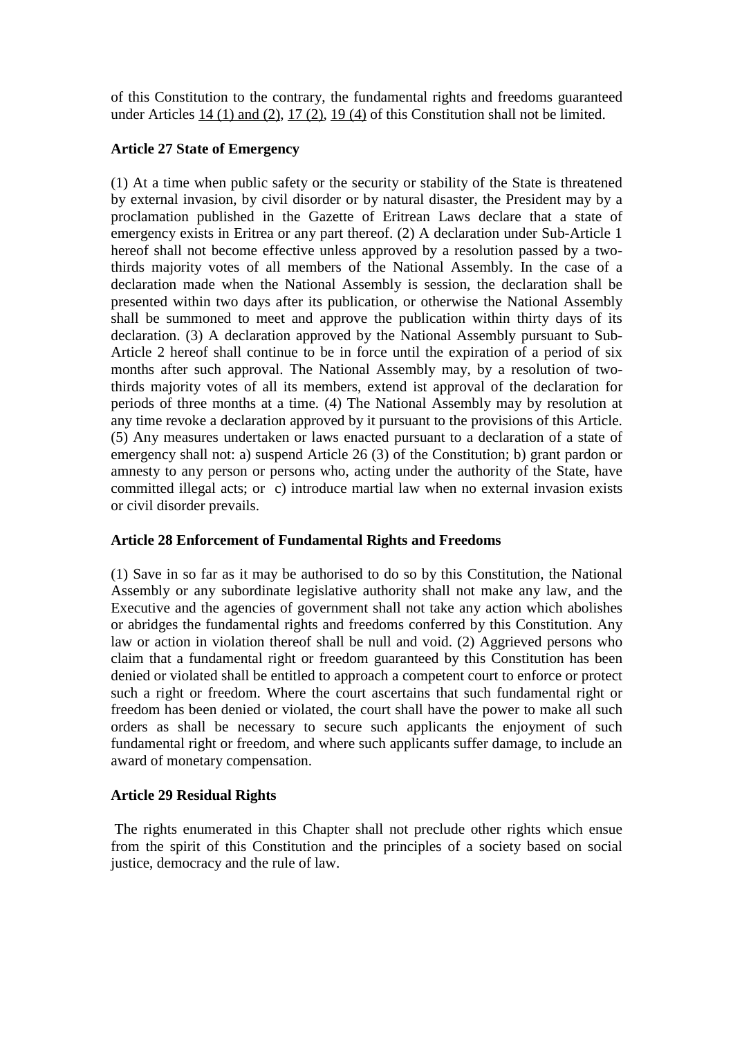of this Constitution to the contrary, the fundamental rights and freedoms guaranteed under Articles 14 (1) and (2), 17 (2), 19 (4) of this Constitution shall not be limited.

**Article 27 State of Emergency**

(1) At a time when public safety or the security or stability of the State is threatened by external invasion, by civil disorder or by natural disaster, the President may by a proclamation published in the Gazette of Eritrean Laws declare that a state of emergency exists in Eritrea or any part thereof. (2) A declaration under Sub-Article 1 hereof shall not become effective unless approved by a resolution passed by a two-thirds majority votes of all members of the National Assembly. In the case of a declaration made when the National Assembly is session, the declaration shall be presented within two days after its publication, or otherwise the National Assembly shall be summoned to meet and approve the publication within thirty days of its declaration. (3) A declaration approved by the National Assembly pursuant to Sub-Article 2 hereof shall continue to be in force until the expiration of a period of six months after such approval. The National Assembly may, by a resolution of two-thirds majority votes of all its members, extend ist approval of the declaration for periods of three months at a time. (4) The National Assembly may by resolution at any time revoke a declaration approved by it pursuant to the provisions of this Article. (5) Any measures undertaken or laws enacted pursuant to a declaration of a state of emergency shall not: a) suspend Article 26 (3) of the Constitution; b) grant pardon or amnesty to any person or persons who, acting under the authority of the State, have committed illegal acts; or c) introduce martial law when no external invasion exists or civil disorder prevails.

**Article 28 Enforcement of Fundamental Rights and Freedoms**

(1) Save in so far as it may be authorised to do so by this Constitution, the National Assembly or any subordinate legislative authority shall not make any law, and the Executive and the agencies of government shall not take any action which abolishes or abridges the fundamental rights and freedoms conferred by this Constitution. Any law or action in violation thereof shall be null and void. (2) Aggrieved persons who claim that a fundamental right or freedom guaranteed by this Constitution has been denied or violated shall be entitled to approach a competent court to enforce or protect such a right or freedom. Where the court ascertains that such fundamental right or freedom has been denied or violated, the court shall have the power to make all such orders as shall be necessary to secure such applicants the enjoyment of such fundamental right or freedom, and where such applicants suffer damage, to include an award of monetary compensation.

**Article 29 Residual Rights**

The rights enumerated in this Chapter shall not preclude other rights which ensue from the spirit of this Constitution and the principles of a society based on social justice, democracy and the rule of law.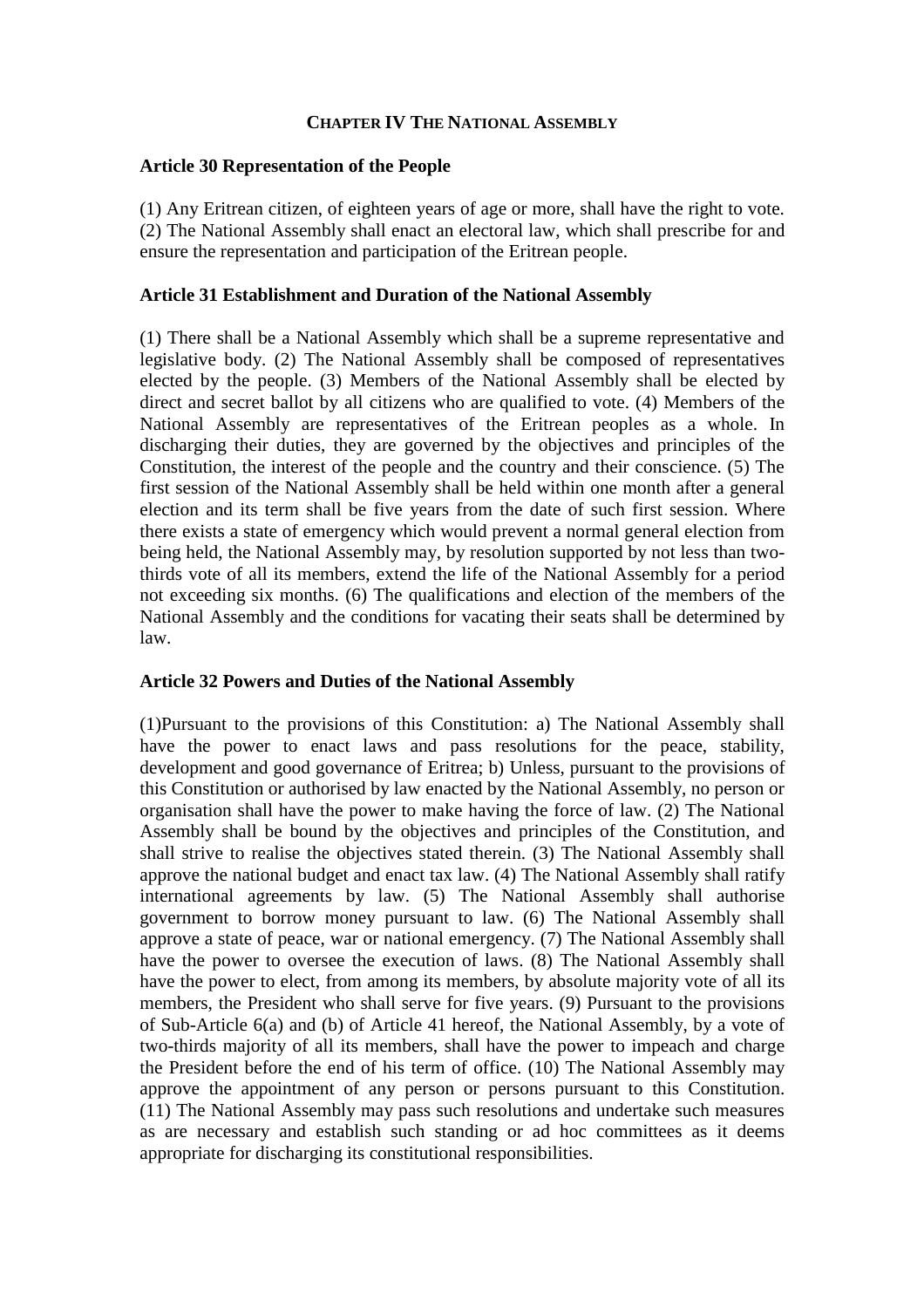## CHAPTER IV THE NATIONAL ASSEMBLY

### Article 30 Representation of the People

(1) Any Eritrean citizen, of eighteen years of age or more, shall have the right to vote. (2) The National Assembly shall enact an electoral law, which shall prescribe for and ensure the representation and participation of the Eritrean people.

### Article 31 Establishment and Duration of the National Assembly

(1) There shall be a National Assembly which shall be a supreme representative and legislative body. (2) The National Assembly shall be composed of representatives elected by the people. (3) Members of the National Assembly shall be elected by direct and secret ballot by all citizens who are qualified to vote. (4) Members of the National Assembly are representatives of the Eritrean peoples as a whole. In discharging their duties, they are governed by the objectives and principles of the Constitution, the interest of the people and the country and their conscience. (5) The first session of the National Assembly shall be held within one month after a general election and its term shall be five years from the date of such first session. Where there exists a state of emergency which would prevent a normal general election from being held, the National Assembly may, by resolution supported by not less than two-thirds vote of all its members, extend the life of the National Assembly for a period not exceeding six months. (6) The qualifications and election of the members of the National Assembly and the conditions for vacating their seats shall be determined by law.

### Article 32 Powers and Duties of the National Assembly

(1)Pursuant to the provisions of this Constitution: a) The National Assembly shall have the power to enact laws and pass resolutions for the peace, stability, development and good governance of Eritrea; b) Unless, pursuant to the provisions of this Constitution or authorised by law enacted by the National Assembly, no person or organisation shall have the power to make having the force of law. (2) The National Assembly shall be bound by the objectives and principles of the Constitution, and shall strive to realise the objectives stated therein. (3) The National Assembly shall approve the national budget and enact tax law. (4) The National Assembly shall ratify international agreements by law. (5) The National Assembly shall authorise government to borrow money pursuant to law. (6) The National Assembly shall approve a state of peace, war or national emergency. (7) The National Assembly shall have the power to oversee the execution of laws. (8) The National Assembly shall have the power to elect, from among its members, by absolute majority vote of all its members, the President who shall serve for five years. (9) Pursuant to the provisions of Sub-Article 6(a) and (b) of Article 41 hereof, the National Assembly, by a vote of two-thirds majority of all its members, shall have the power to impeach and charge the President before the end of his term of office. (10) The National Assembly may approve the appointment of any person or persons pursuant to this Constitution. (11) The National Assembly may pass such resolutions and undertake such measures as are necessary and establish such standing or ad hoc committees as it deems appropriate for discharging its constitutional responsibilities.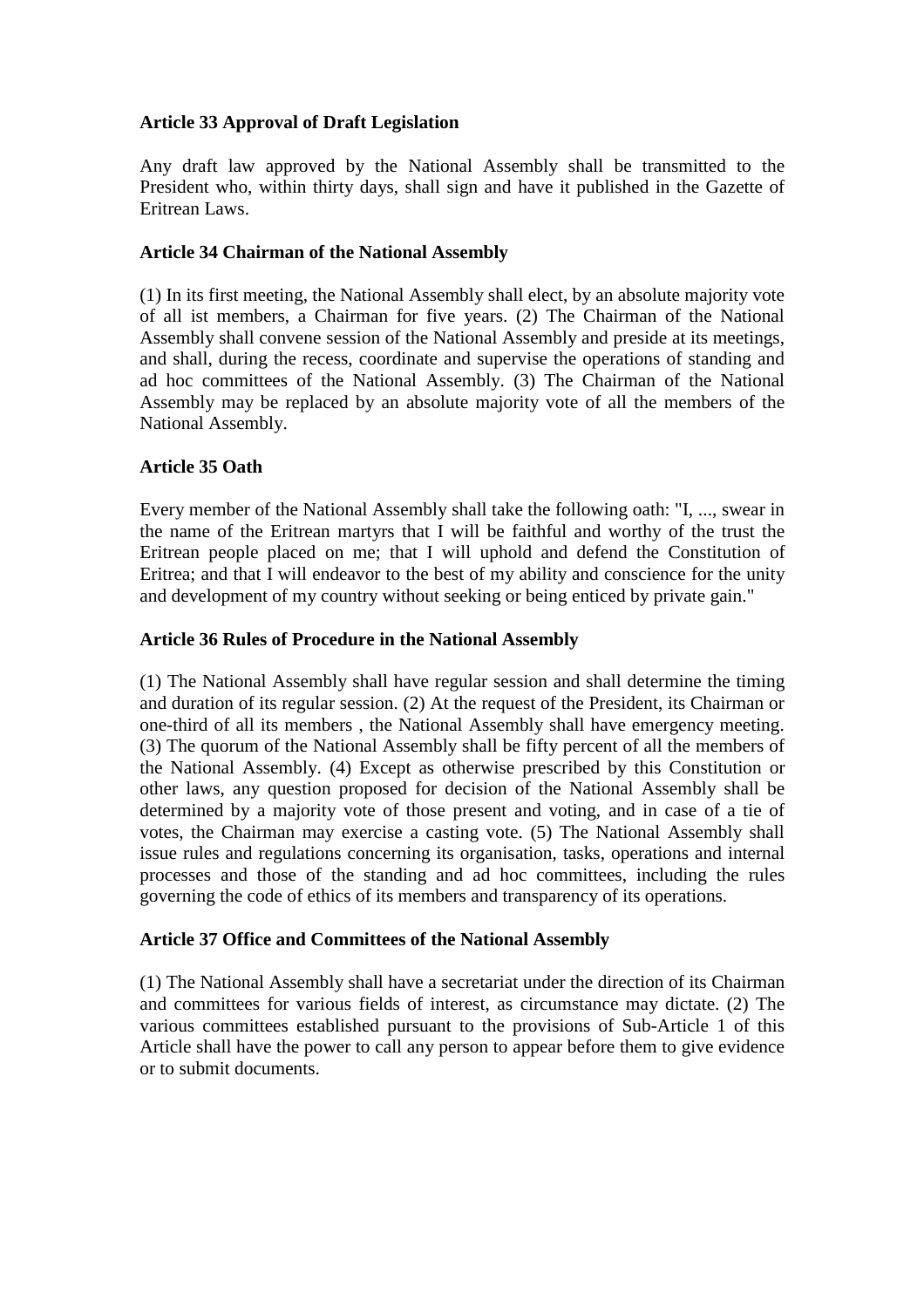**Article 33 Approval of Draft Legislation**

Any draft law approved by the National Assembly shall be transmitted to the President who, within thirty days, shall sign and have it published in the Gazette of Eritrean Laws.

**Article 34 Chairman of the National Assembly**

(1) In its first meeting, the National Assembly shall elect, by an absolute majority vote of all ist members, a Chairman for five years. (2) The Chairman of the National Assembly shall convene session of the National Assembly and preside at its meetings, and shall, during the recess, coordinate and supervise the operations of standing and ad hoc committees of the National Assembly. (3) The Chairman of the National Assembly may be replaced by an absolute majority vote of all the members of the National Assembly.

**Article 35 Oath**

Every member of the National Assembly shall take the following oath: "I, ..., swear in the name of the Eritrean martyrs that I will be faithful and worthy of the trust the Eritrean people placed on me; that I will uphold and defend the Constitution of Eritrea; and that I will endeavor to the best of my ability and conscience for the unity and development of my country without seeking or being enticed by private gain."

**Article 36 Rules of Procedure in the National Assembly**

(1) The National Assembly shall have regular session and shall determine the timing and duration of its regular session. (2) At the request of the President, its Chairman or one-third of all its members , the National Assembly shall have emergency meeting. (3) The quorum of the National Assembly shall be fifty percent of all the members of the National Assembly. (4) Except as otherwise prescribed by this Constitution or other laws, any question proposed for decision of the National Assembly shall be determined by a majority vote of those present and voting, and in case of a tie of votes, the Chairman may exercise a casting vote. (5) The National Assembly shall issue rules and regulations concerning its organisation, tasks, operations and internal processes and those of the standing and ad hoc committees, including the rules governing the code of ethics of its members and transparency of its operations.

**Article 37 Office and Committees of the National Assembly**

(1) The National Assembly shall have a secretariat under the direction of its Chairman and committees for various fields of interest, as circumstance may dictate. (2) The various committees established pursuant to the provisions of Sub-Article 1 of this Article shall have the power to call any person to appear before them to give evidence or to submit documents.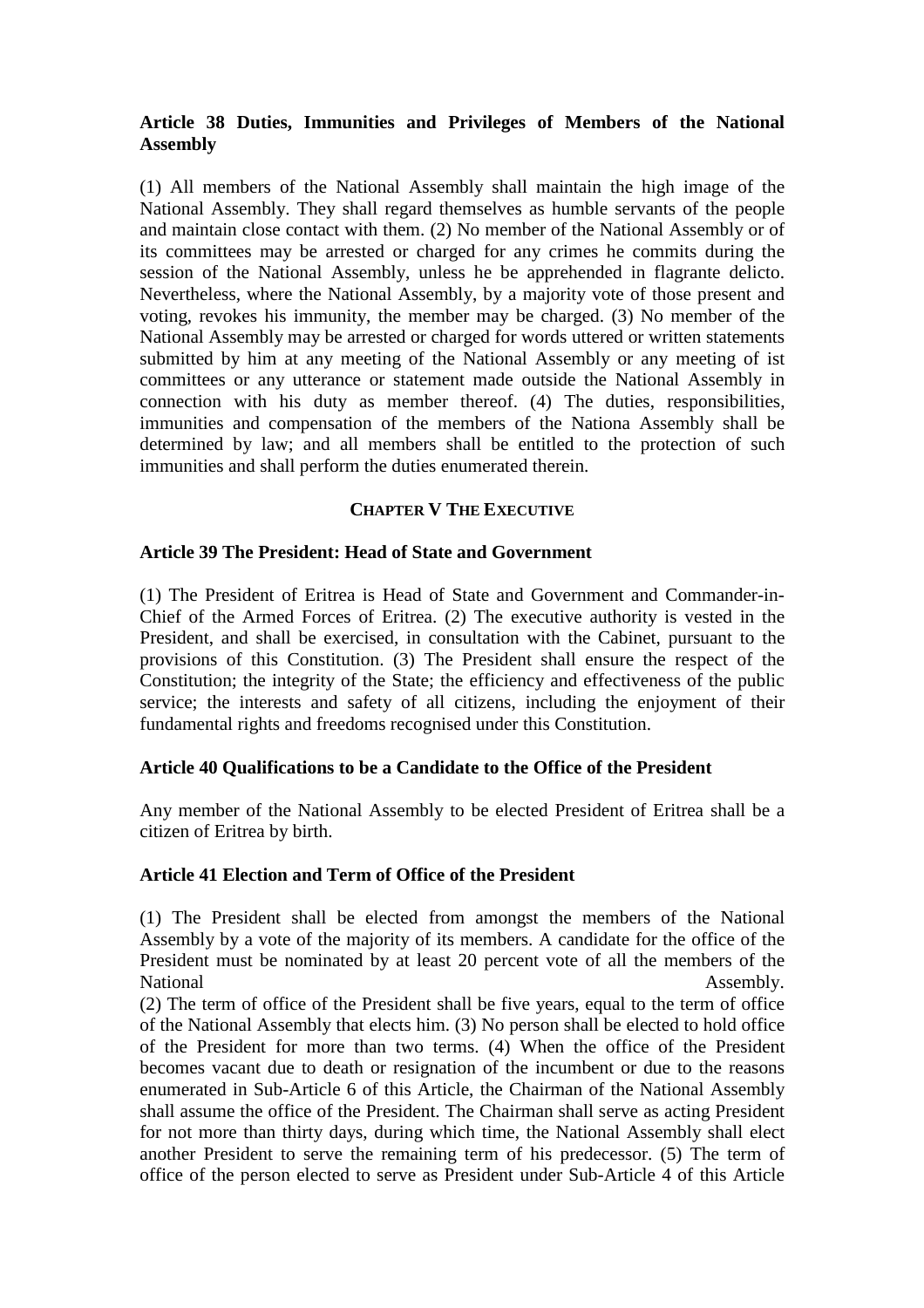### Article 38 Duties, Immunities and Privileges of Members of the National Assembly

(1) All members of the National Assembly shall maintain the high image of the National Assembly. They shall regard themselves as humble servants of the people and maintain close contact with them. (2) No member of the National Assembly or of its committees may be arrested or charged for any crimes he commits during the session of the National Assembly, unless he be apprehended in flagrante delicto. Nevertheless, where the National Assembly, by a majority vote of those present and voting, revokes his immunity, the member may be charged. (3) No member of the National Assembly may be arrested or charged for words uttered or written statements submitted by him at any meeting of the National Assembly or any meeting of ist committees or any utterance or statement made outside the National Assembly in connection with his duty as member thereof. (4) The duties, responsibilities, immunities and compensation of the members of the Nationa Assembly shall be determined by law; and all members shall be entitled to the protection of such immunities and shall perform the duties enumerated therein.

## CHAPTER V THE EXECUTIVE

### Article 39 The President: Head of State and Government

(1) The President of Eritrea is Head of State and Government and Commander-in-Chief of the Armed Forces of Eritrea. (2) The executive authority is vested in the President, and shall be exercised, in consultation with the Cabinet, pursuant to the provisions of this Constitution. (3) The President shall ensure the respect of the Constitution; the integrity of the State; the efficiency and effectiveness of the public service; the interests and safety of all citizens, including the enjoyment of their fundamental rights and freedoms recognised under this Constitution.

### Article 40 Qualifications to be a Candidate to the Office of the President

Any member of the National Assembly to be elected President of Eritrea shall be a citizen of Eritrea by birth.

### Article 41 Election and Term of Office of the President

(1) The President shall be elected from amongst the members of the National Assembly by a vote of the majority of its members. A candidate for the office of the President must be nominated by at least 20 percent vote of all the members of the National Assembly.
(2) The term of office of the President shall be five years, equal to the term of office of the National Assembly that elects him. (3) No person shall be elected to hold office of the President for more than two terms. (4) When the office of the President becomes vacant due to death or resignation of the incumbent or due to the reasons enumerated in Sub-Article 6 of this Article, the Chairman of the National Assembly shall assume the office of the President. The Chairman shall serve as acting President for not more than thirty days, during which time, the National Assembly shall elect another President to serve the remaining term of his predecessor. (5) The term of office of the person elected to serve as President under Sub-Article 4 of this Article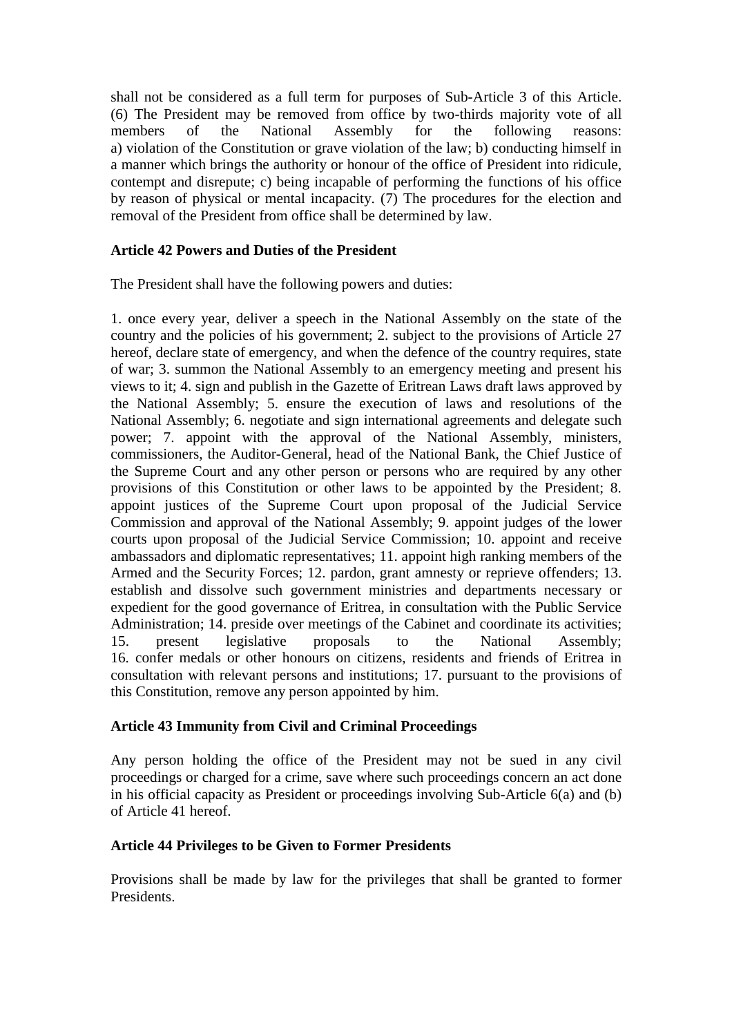shall not be considered as a full term for purposes of Sub-Article 3 of this Article. (6) The President may be removed from office by two-thirds majority vote of all members of the National Assembly for the following reasons: a) violation of the Constitution or grave violation of the law; b) conducting himself in a manner which brings the authority or honour of the office of President into ridicule, contempt and disrepute; c) being incapable of performing the functions of his office by reason of physical or mental incapacity. (7) The procedures for the election and removal of the President from office shall be determined by law.

**Article 42 Powers and Duties of the President**

The President shall have the following powers and duties:

1. once every year, deliver a speech in the National Assembly on the state of the country and the policies of his government; 2. subject to the provisions of Article 27 hereof, declare state of emergency, and when the defence of the country requires, state of war; 3. summon the National Assembly to an emergency meeting and present his views to it; 4. sign and publish in the Gazette of Eritrean Laws draft laws approved by the National Assembly; 5. ensure the execution of laws and resolutions of the National Assembly; 6. negotiate and sign international agreements and delegate such power; 7. appoint with the approval of the National Assembly, ministers, commissioners, the Auditor-General, head of the National Bank, the Chief Justice of the Supreme Court and any other person or persons who are required by any other provisions of this Constitution or other laws to be appointed by the President; 8. appoint justices of the Supreme Court upon proposal of the Judicial Service Commission and approval of the National Assembly; 9. appoint judges of the lower courts upon proposal of the Judicial Service Commission; 10. appoint and receive ambassadors and diplomatic representatives; 11. appoint high ranking members of the Armed and the Security Forces; 12. pardon, grant amnesty or reprieve offenders; 13. establish and dissolve such government ministries and departments necessary or expedient for the good governance of Eritrea, in consultation with the Public Service Administration; 14. preside over meetings of the Cabinet and coordinate its activities; 15. present legislative proposals to the National Assembly; 16. confer medals or other honours on citizens, residents and friends of Eritrea in consultation with relevant persons and institutions; 17. pursuant to the provisions of this Constitution, remove any person appointed by him.

**Article 43 Immunity from Civil and Criminal Proceedings**

Any person holding the office of the President may not be sued in any civil proceedings or charged for a crime, save where such proceedings concern an act done in his official capacity as President or proceedings involving Sub-Article 6(a) and (b) of Article 41 hereof.

**Article 44 Privileges to be Given to Former Presidents**

Provisions shall be made by law for the privileges that shall be granted to former Presidents.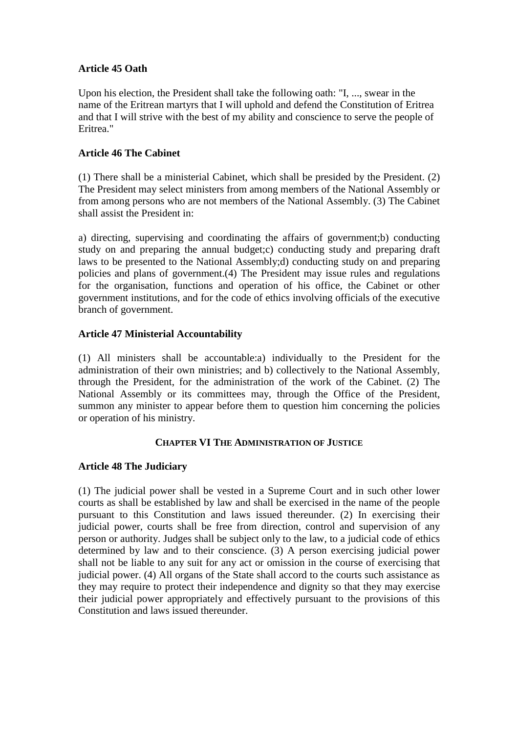**Article 45 Oath**

Upon his election, the President shall take the following oath: "I, ..., swear in the name of the Eritrean martyrs that I will uphold and defend the Constitution of Eritrea and that I will strive with the best of my ability and conscience to serve the people of Eritrea."

**Article 46 The Cabinet**

(1) There shall be a ministerial Cabinet, which shall be presided by the President. (2) The President may select ministers from among members of the National Assembly or from among persons who are not members of the National Assembly. (3) The Cabinet shall assist the President in:

a) directing, supervising and coordinating the affairs of government;b) conducting study on and preparing the annual budget;c) conducting study and preparing draft laws to be presented to the National Assembly;d) conducting study on and preparing policies and plans of government.(4) The President may issue rules and regulations for the organisation, functions and operation of his office, the Cabinet or other government institutions, and for the code of ethics involving officials of the executive branch of government.

**Article 47 Ministerial Accountability**

(1) All ministers shall be accountable:a) individually to the President for the administration of their own ministries; and b) collectively to the National Assembly, through the President, for the administration of the work of the Cabinet. (2) The National Assembly or its committees may, through the Office of the President, summon any minister to appear before them to question him concerning the policies or operation of his ministry.

## CHAPTER VI THE ADMINISTRATION OF JUSTICE

**Article 48 The Judiciary**

(1) The judicial power shall be vested in a Supreme Court and in such other lower courts as shall be established by law and shall be exercised in the name of the people pursuant to this Constitution and laws issued thereunder. (2) In exercising their judicial power, courts shall be free from direction, control and supervision of any person or authority. Judges shall be subject only to the law, to a judicial code of ethics determined by law and to their conscience. (3) A person exercising judicial power shall not be liable to any suit for any act or omission in the course of exercising that judicial power. (4) All organs of the State shall accord to the courts such assistance as they may require to protect their independence and dignity so that they may exercise their judicial power appropriately and effectively pursuant to the provisions of this Constitution and laws issued thereunder.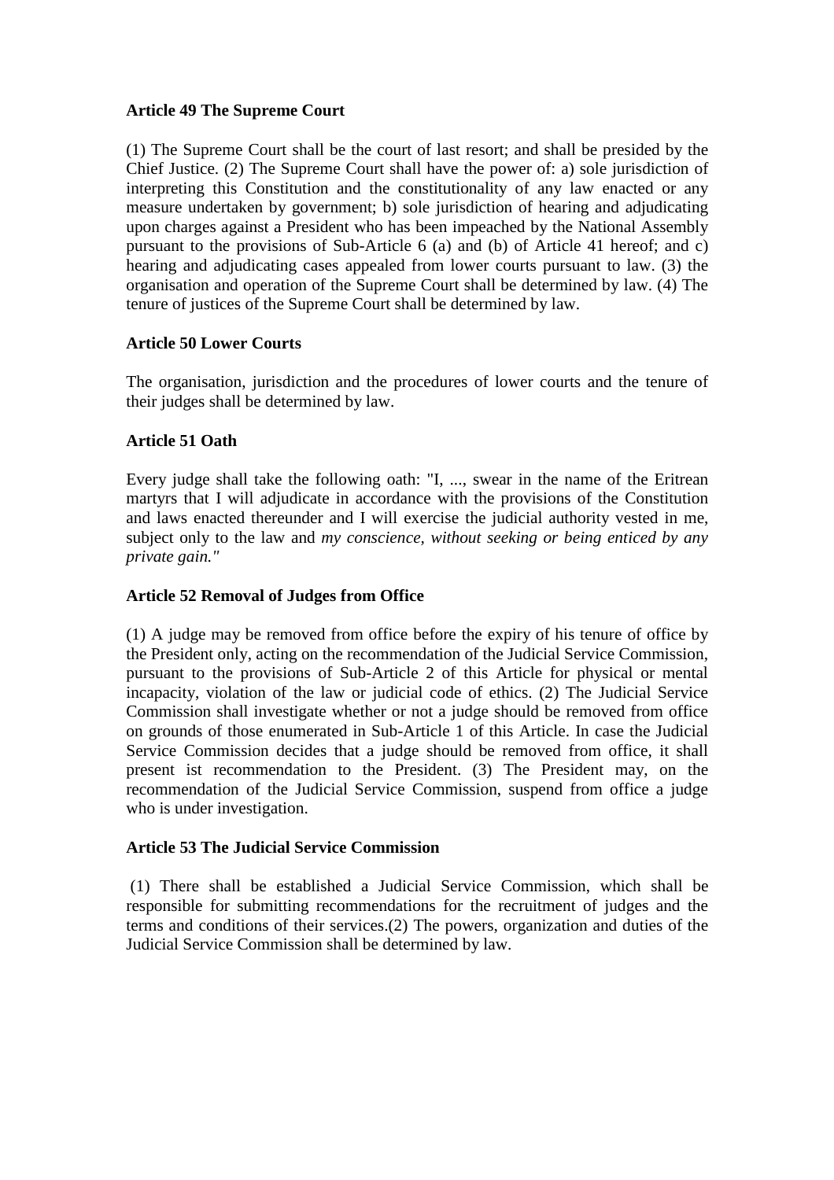**Article 49 The Supreme Court**

(1) The Supreme Court shall be the court of last resort; and shall be presided by the Chief Justice. (2) The Supreme Court shall have the power of: a) sole jurisdiction of interpreting this Constitution and the constitutionality of any law enacted or any measure undertaken by government; b) sole jurisdiction of hearing and adjudicating upon charges against a President who has been impeached by the National Assembly pursuant to the provisions of Sub-Article 6 (a) and (b) of Article 41 hereof; and c) hearing and adjudicating cases appealed from lower courts pursuant to law. (3) the organisation and operation of the Supreme Court shall be determined by law. (4) The tenure of justices of the Supreme Court shall be determined by law.

**Article 50 Lower Courts**

The organisation, jurisdiction and the procedures of lower courts and the tenure of their judges shall be determined by law.

**Article 51 Oath**

Every judge shall take the following oath: "I, ..., swear in the name of the Eritrean martyrs that I will adjudicate in accordance with the provisions of the Constitution and laws enacted thereunder and I will exercise the judicial authority vested in me, subject only to the law and *my conscience, without seeking or being enticed by any private gain."*

**Article 52 Removal of Judges from Office**

(1) A judge may be removed from office before the expiry of his tenure of office by the President only, acting on the recommendation of the Judicial Service Commission, pursuant to the provisions of Sub-Article 2 of this Article for physical or mental incapacity, violation of the law or judicial code of ethics. (2) The Judicial Service Commission shall investigate whether or not a judge should be removed from office on grounds of those enumerated in Sub-Article 1 of this Article. In case the Judicial Service Commission decides that a judge should be removed from office, it shall present ist recommendation to the President. (3) The President may, on the recommendation of the Judicial Service Commission, suspend from office a judge who is under investigation.

**Article 53 The Judicial Service Commission**

(1) There shall be established a Judicial Service Commission, which shall be responsible for submitting recommendations for the recruitment of judges and the terms and conditions of their services.(2) The powers, organization and duties of the Judicial Service Commission shall be determined by law.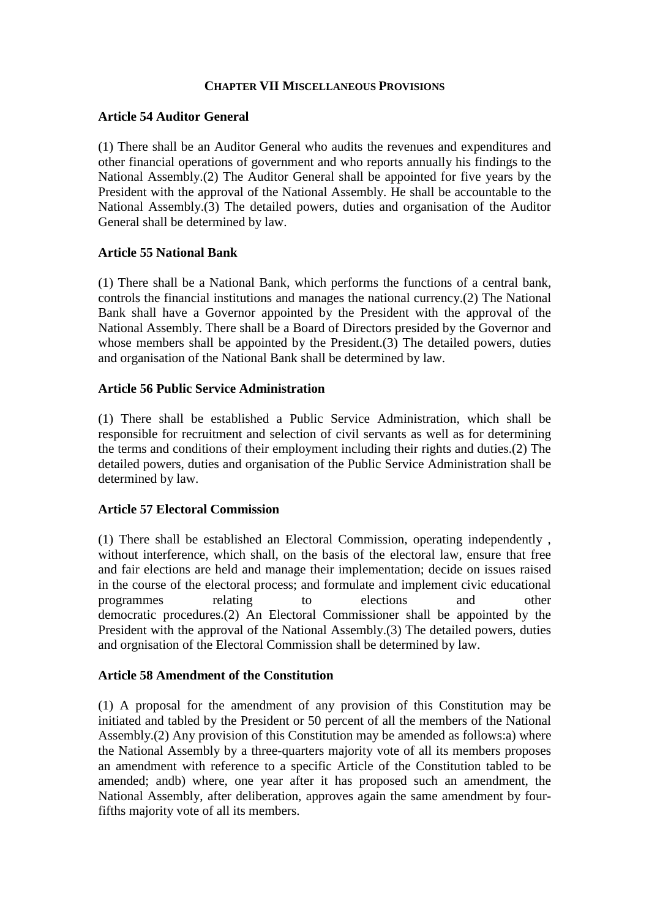## CHAPTER VII MISCELLANEOUS PROVISIONS

### Article 54 Auditor General

(1) There shall be an Auditor General who audits the revenues and expenditures and other financial operations of government and who reports annually his findings to the National Assembly.(2) The Auditor General shall be appointed for five years by the President with the approval of the National Assembly. He shall be accountable to the National Assembly.(3) The detailed powers, duties and organisation of the Auditor General shall be determined by law.

### Article 55 National Bank

(1) There shall be a National Bank, which performs the functions of a central bank, controls the financial institutions and manages the national currency.(2) The National Bank shall have a Governor appointed by the President with the approval of the National Assembly. There shall be a Board of Directors presided by the Governor and whose members shall be appointed by the President.(3) The detailed powers, duties and organisation of the National Bank shall be determined by law.

### Article 56 Public Service Administration

(1) There shall be established a Public Service Administration, which shall be responsible for recruitment and selection of civil servants as well as for determining the terms and conditions of their employment including their rights and duties.(2) The detailed powers, duties and organisation of the Public Service Administration shall be determined by law.

### Article 57 Electoral Commission

(1) There shall be established an Electoral Commission, operating independently , without interference, which shall, on the basis of the electoral law, ensure that free and fair elections are held and manage their implementation; decide on issues raised in the course of the electoral process; and formulate and implement civic educational programmes relating to elections and other democratic procedures.(2) An Electoral Commissioner shall be appointed by the President with the approval of the National Assembly.(3) The detailed powers, duties and orgnisation of the Electoral Commission shall be determined by law.

### Article 58 Amendment of the Constitution

(1) A proposal for the amendment of any provision of this Constitution may be initiated and tabled by the President or 50 percent of all the members of the National Assembly.(2) Any provision of this Constitution may be amended as follows:a) where the National Assembly by a three-quarters majority vote of all its members proposes an amendment with reference to a specific Article of the Constitution tabled to be amended; andb) where, one year after it has proposed such an amendment, the National Assembly, after deliberation, approves again the same amendment by four-fifths majority vote of all its members.